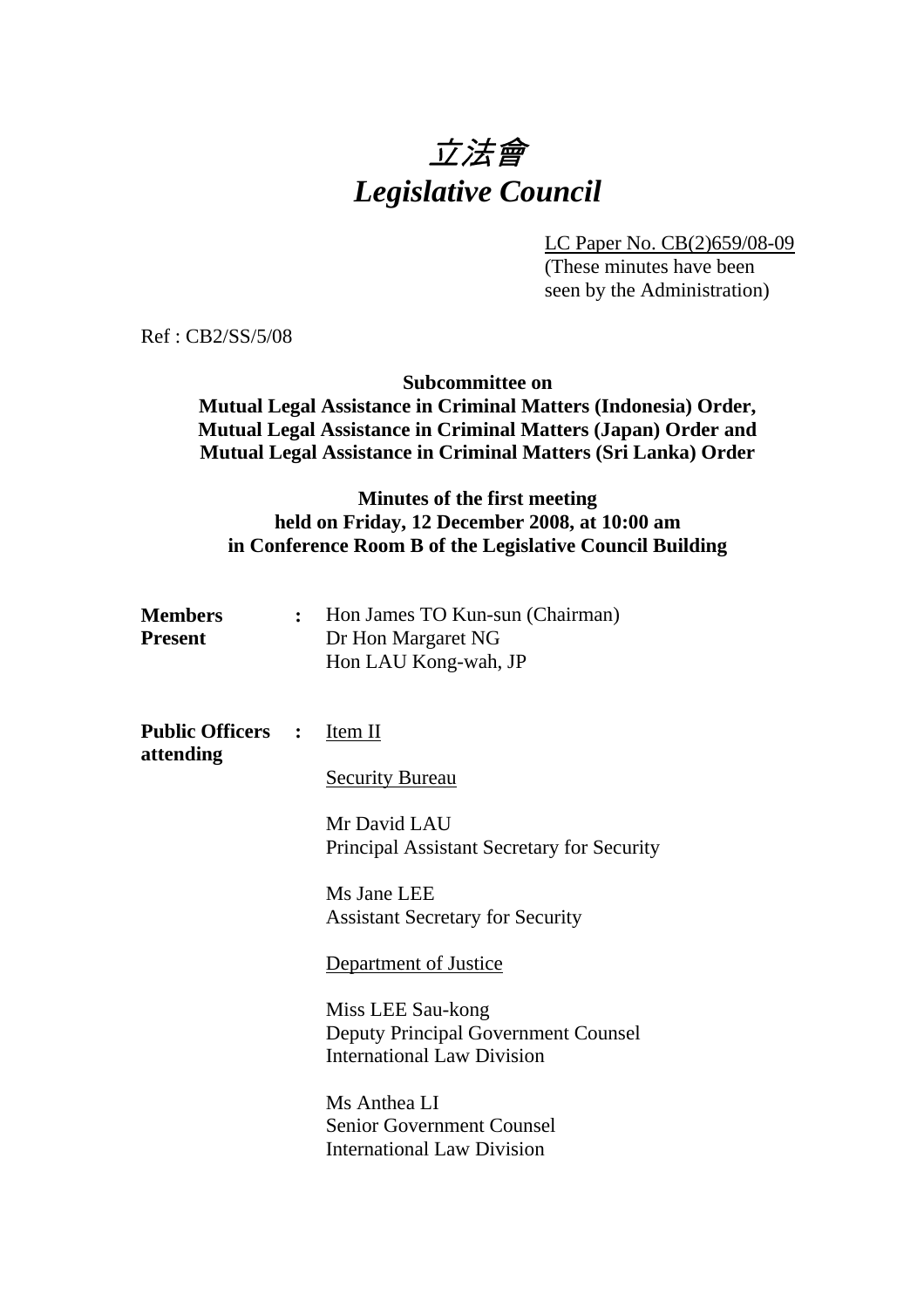# *立法會*
# *Legislative Council*

LC Paper No. CB(2)659/08-09
(These minutes have been seen by the Administration)

Ref : CB2/SS/5/08

**Subcommittee on**
**Mutual Legal Assistance in Criminal Matters (Indonesia) Order, Mutual Legal Assistance in Criminal Matters (Japan) Order and Mutual Legal Assistance in Criminal Matters (Sri Lanka) Order**

**Minutes of the first meeting**
**held on Friday, 12 December 2008, at 10:00 am**
**in Conference Room B of the Legislative Council Building**

**Members Present** : Hon James TO Kun-sun (Chairman)
Dr Hon Margaret NG
Hon LAU Kong-wah, JP

**Public Officers attending** : Item II

Security Bureau

Mr David LAU
Principal Assistant Secretary for Security

Ms Jane LEE
Assistant Secretary for Security

Department of Justice

Miss LEE Sau-kong
Deputy Principal Government Counsel
International Law Division

Ms Anthea LI
Senior Government Counsel
International Law Division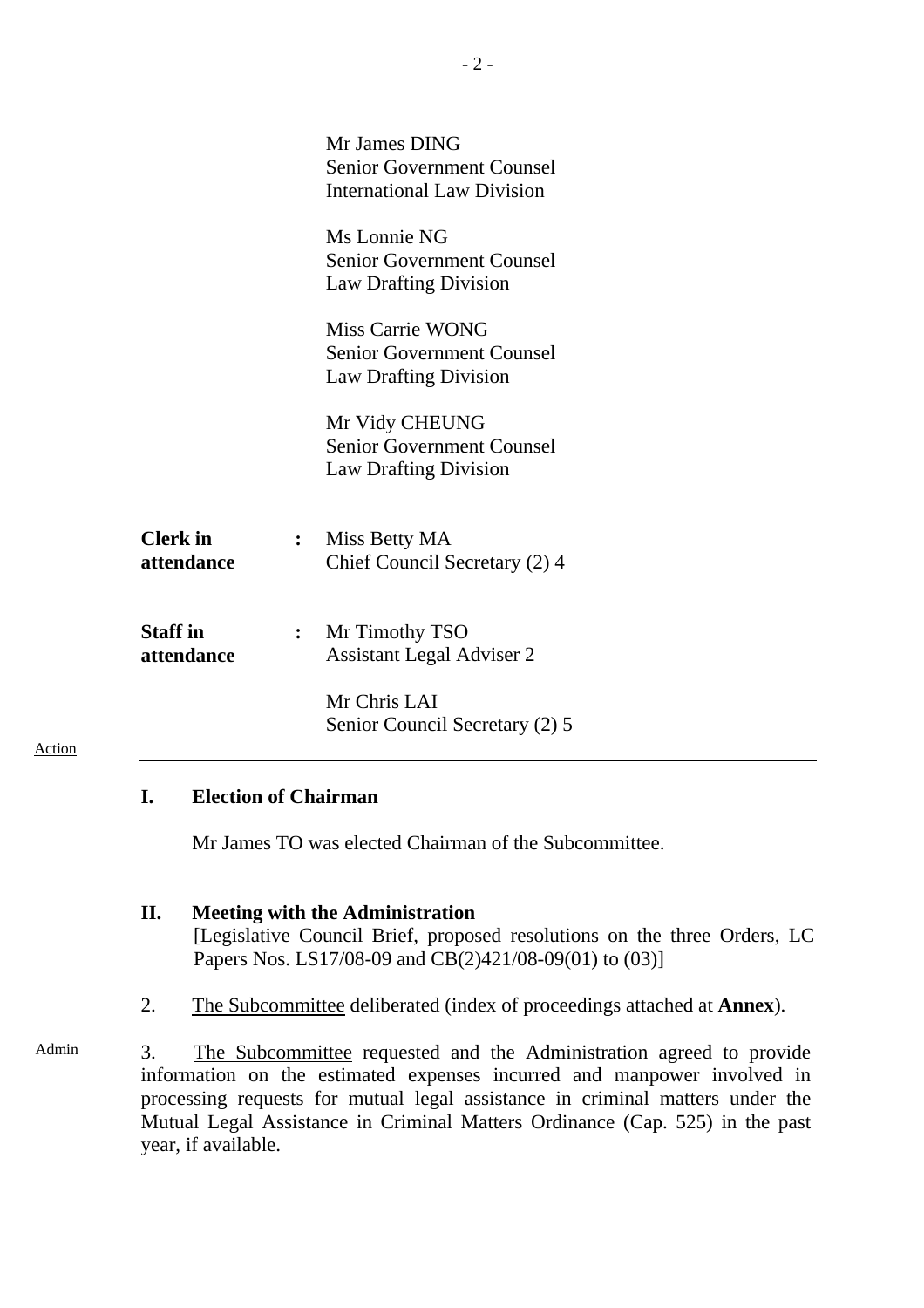Mr James DING
Senior Government Counsel
International Law Division

Ms Lonnie NG
Senior Government Counsel
Law Drafting Division

Miss Carrie WONG
Senior Government Counsel
Law Drafting Division

Mr Vidy CHEUNG
Senior Government Counsel
Law Drafting Division

**Clerk in attendance** : Miss Betty MA
Chief Council Secretary (2) 4

**Staff in attendance** : Mr Timothy TSO
Assistant Legal Adviser 2

Mr Chris LAI
Senior Council Secretary (2) 5

Action

---

**I. Election of Chairman**

Mr James TO was elected Chairman of the Subcommittee.

**II. Meeting with the Administration**
[Legislative Council Brief, proposed resolutions on the three Orders, LC Papers Nos. LS17/08-09 and CB(2)421/08-09(01) to (03)]

2. The Subcommittee deliberated (index of proceedings attached at **Annex**).

Admin

3. The Subcommittee requested and the Administration agreed to provide information on the estimated expenses incurred and manpower involved in processing requests for mutual legal assistance in criminal matters under the Mutual Legal Assistance in Criminal Matters Ordinance (Cap. 525) in the past year, if available.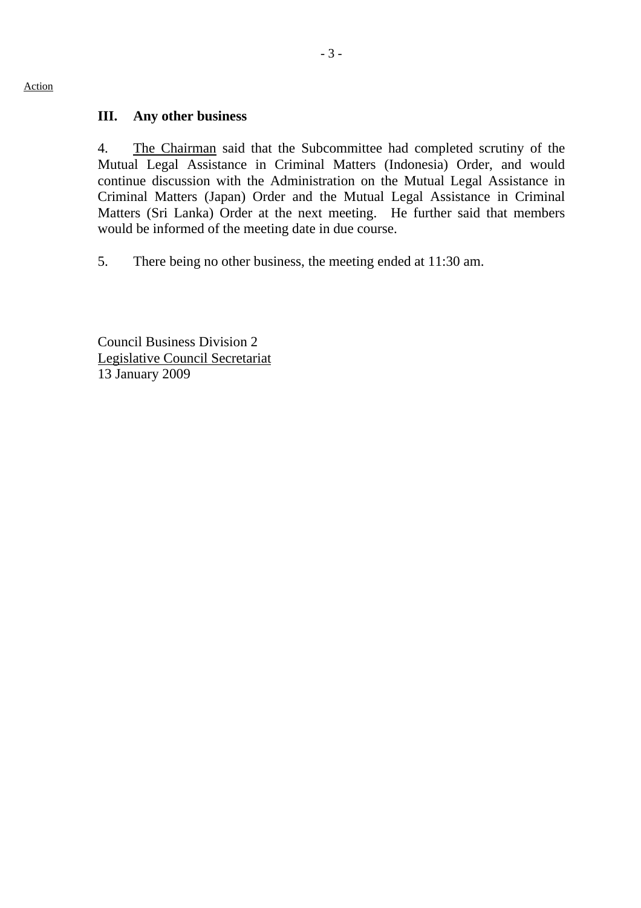Action

## III. Any other business

4. The Chairman said that the Subcommittee had completed scrutiny of the Mutual Legal Assistance in Criminal Matters (Indonesia) Order, and would continue discussion with the Administration on the Mutual Legal Assistance in Criminal Matters (Japan) Order and the Mutual Legal Assistance in Criminal Matters (Sri Lanka) Order at the next meeting. He further said that members would be informed of the meeting date in due course.

5. There being no other business, the meeting ended at 11:30 am.

Council Business Division 2
Legislative Council Secretariat
13 January 2009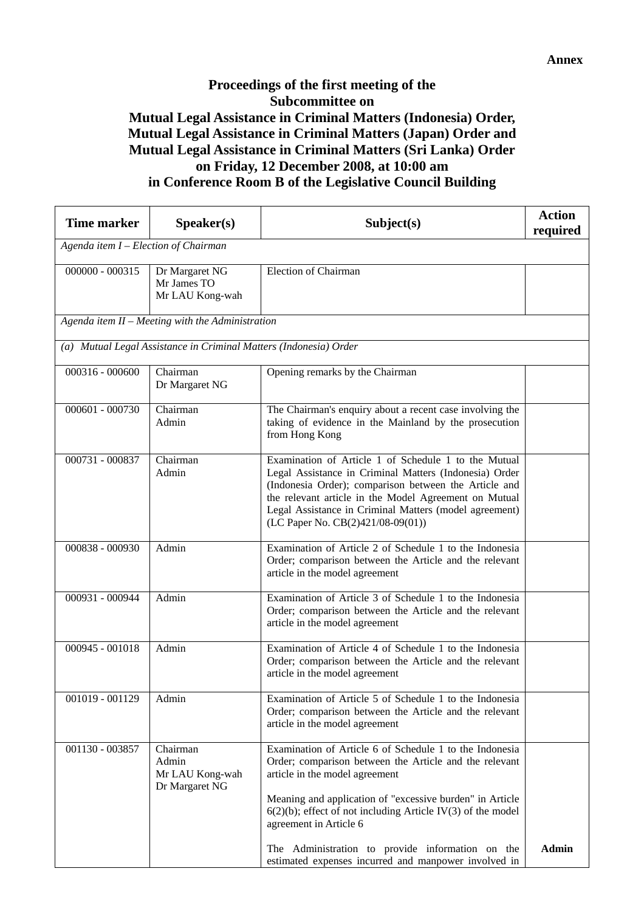**Annex**

# Proceedings of the first meeting of the Subcommittee on Mutual Legal Assistance in Criminal Matters (Indonesia) Order, Mutual Legal Assistance in Criminal Matters (Japan) Order and Mutual Legal Assistance in Criminal Matters (Sri Lanka) Order on Friday, 12 December 2008, at 10:00 am in Conference Room B of the Legislative Council Building

| Time marker | Speaker(s) | Subject(s) | Action required |
|---|---|---|---|
| *Agenda item I – Election of Chairman* | | | |
| 000000 - 000315 | Dr Margaret NG<br>Mr James TO<br>Mr LAU Kong-wah | Election of Chairman | |
| *Agenda item II – Meeting with the Administration* | | | |
| *(a) Mutual Legal Assistance in Criminal Matters (Indonesia) Order* | | | |
| 000316 - 000600 | Chairman<br>Dr Margaret NG | Opening remarks by the Chairman | |
| 000601 - 000730 | Chairman<br>Admin | The Chairman's enquiry about a recent case involving the taking of evidence in the Mainland by the prosecution from Hong Kong | |
| 000731 - 000837 | Chairman<br>Admin | Examination of Article 1 of Schedule 1 to the Mutual Legal Assistance in Criminal Matters (Indonesia) Order (Indonesia Order); comparison between the Article and the relevant article in the Model Agreement on Mutual Legal Assistance in Criminal Matters (model agreement) (LC Paper No. CB(2)421/08-09(01)) | |
| 000838 - 000930 | Admin | Examination of Article 2 of Schedule 1 to the Indonesia Order; comparison between the Article and the relevant article in the model agreement | |
| 000931 - 000944 | Admin | Examination of Article 3 of Schedule 1 to the Indonesia Order; comparison between the Article and the relevant article in the model agreement | |
| 000945 - 001018 | Admin | Examination of Article 4 of Schedule 1 to the Indonesia Order; comparison between the Article and the relevant article in the model agreement | |
| 001019 - 001129 | Admin | Examination of Article 5 of Schedule 1 to the Indonesia Order; comparison between the Article and the relevant article in the model agreement | |
| 001130 - 003857 | Chairman<br>Admin<br>Mr LAU Kong-wah<br>Dr Margaret NG | Examination of Article 6 of Schedule 1 to the Indonesia Order; comparison between the Article and the relevant article in the model agreement<br><br>Meaning and application of "excessive burden" in Article 6(2)(b); effect of not including Article IV(3) of the model agreement in Article 6<br><br>The Administration to provide information on the estimated expenses incurred and manpower involved in | <br><br><br><br><br>**Admin** |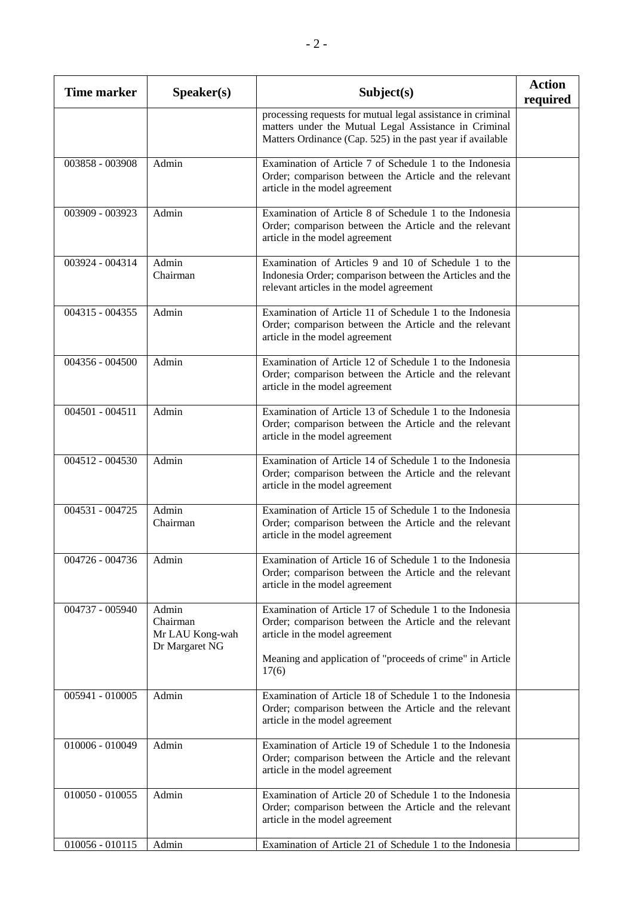| Time marker | Speaker(s) | Subject(s) | Action required |
|---|---|---|---|
| | | processing requests for mutual legal assistance in criminal matters under the Mutual Legal Assistance in Criminal Matters Ordinance (Cap. 525) in the past year if available | |
| 003858 - 003908 | Admin | Examination of Article 7 of Schedule 1 to the Indonesia Order; comparison between the Article and the relevant article in the model agreement | |
| 003909 - 003923 | Admin | Examination of Article 8 of Schedule 1 to the Indonesia Order; comparison between the Article and the relevant article in the model agreement | |
| 003924 - 004314 | Admin<br>Chairman | Examination of Articles 9 and 10 of Schedule 1 to the Indonesia Order; comparison between the Articles and the relevant articles in the model agreement | |
| 004315 - 004355 | Admin | Examination of Article 11 of Schedule 1 to the Indonesia Order; comparison between the Article and the relevant article in the model agreement | |
| 004356 - 004500 | Admin | Examination of Article 12 of Schedule 1 to the Indonesia Order; comparison between the Article and the relevant article in the model agreement | |
| 004501 - 004511 | Admin | Examination of Article 13 of Schedule 1 to the Indonesia Order; comparison between the Article and the relevant article in the model agreement | |
| 004512 - 004530 | Admin | Examination of Article 14 of Schedule 1 to the Indonesia Order; comparison between the Article and the relevant article in the model agreement | |
| 004531 - 004725 | Admin<br>Chairman | Examination of Article 15 of Schedule 1 to the Indonesia Order; comparison between the Article and the relevant article in the model agreement | |
| 004726 - 004736 | Admin | Examination of Article 16 of Schedule 1 to the Indonesia Order; comparison between the Article and the relevant article in the model agreement | |
| 004737 - 005940 | Admin<br>Chairman<br>Mr LAU Kong-wah<br>Dr Margaret NG | Examination of Article 17 of Schedule 1 to the Indonesia Order; comparison between the Article and the relevant article in the model agreement<br><br>Meaning and application of "proceeds of crime" in Article 17(6) | |
| 005941 - 010005 | Admin | Examination of Article 18 of Schedule 1 to the Indonesia Order; comparison between the Article and the relevant article in the model agreement | |
| 010006 - 010049 | Admin | Examination of Article 19 of Schedule 1 to the Indonesia Order; comparison between the Article and the relevant article in the model agreement | |
| 010050 - 010055 | Admin | Examination of Article 20 of Schedule 1 to the Indonesia Order; comparison between the Article and the relevant article in the model agreement | |
| 010056 - 010115 | Admin | Examination of Article 21 of Schedule 1 to the Indonesia | |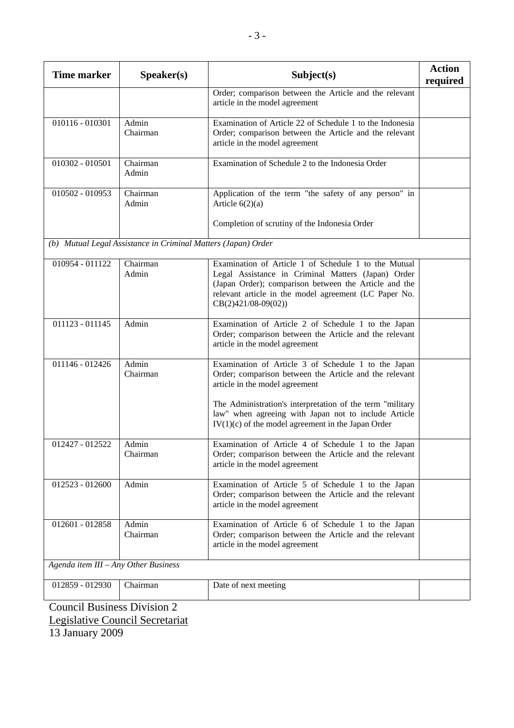| Time marker | Speaker(s) | Subject(s) | Action required |
|---|---|---|---|
| | | Order; comparison between the Article and the relevant article in the model agreement | |
| 010116 - 010301 | Admin<br>Chairman | Examination of Article 22 of Schedule 1 to the Indonesia Order; comparison between the Article and the relevant article in the model agreement | |
| 010302 - 010501 | Chairman<br>Admin | Examination of Schedule 2 to the Indonesia Order | |
| 010502 - 010953 | Chairman<br>Admin | Application of the term "the safety of any person" in Article 6(2)(a)<br><br>Completion of scrutiny of the Indonesia Order | |
| *(b) Mutual Legal Assistance in Criminal Matters (Japan) Order* | | | |
| 010954 - 011122 | Chairman<br>Admin | Examination of Article 1 of Schedule 1 to the Mutual Legal Assistance in Criminal Matters (Japan) Order (Japan Order); comparison between the Article and the relevant article in the model agreement (LC Paper No. CB(2)421/08-09(02)) | |
| 011123 - 011145 | Admin | Examination of Article 2 of Schedule 1 to the Japan Order; comparison between the Article and the relevant article in the model agreement | |
| 011146 - 012426 | Admin<br>Chairman | Examination of Article 3 of Schedule 1 to the Japan Order; comparison between the Article and the relevant article in the model agreement<br><br>The Administration's interpretation of the term "military law" when agreeing with Japan not to include Article IV(1)(c) of the model agreement in the Japan Order | |
| 012427 - 012522 | Admin<br>Chairman | Examination of Article 4 of Schedule 1 to the Japan Order; comparison between the Article and the relevant article in the model agreement | |
| 012523 - 012600 | Admin | Examination of Article 5 of Schedule 1 to the Japan Order; comparison between the Article and the relevant article in the model agreement | |
| 012601 - 012858 | Admin<br>Chairman | Examination of Article 6 of Schedule 1 to the Japan Order; comparison between the Article and the relevant article in the model agreement | |
| *Agenda item III – Any Other Business* | | | |
| 012859 - 012930 | Chairman | Date of next meeting | |

Council Business Division 2
Legislative Council Secretariat
13 January 2009